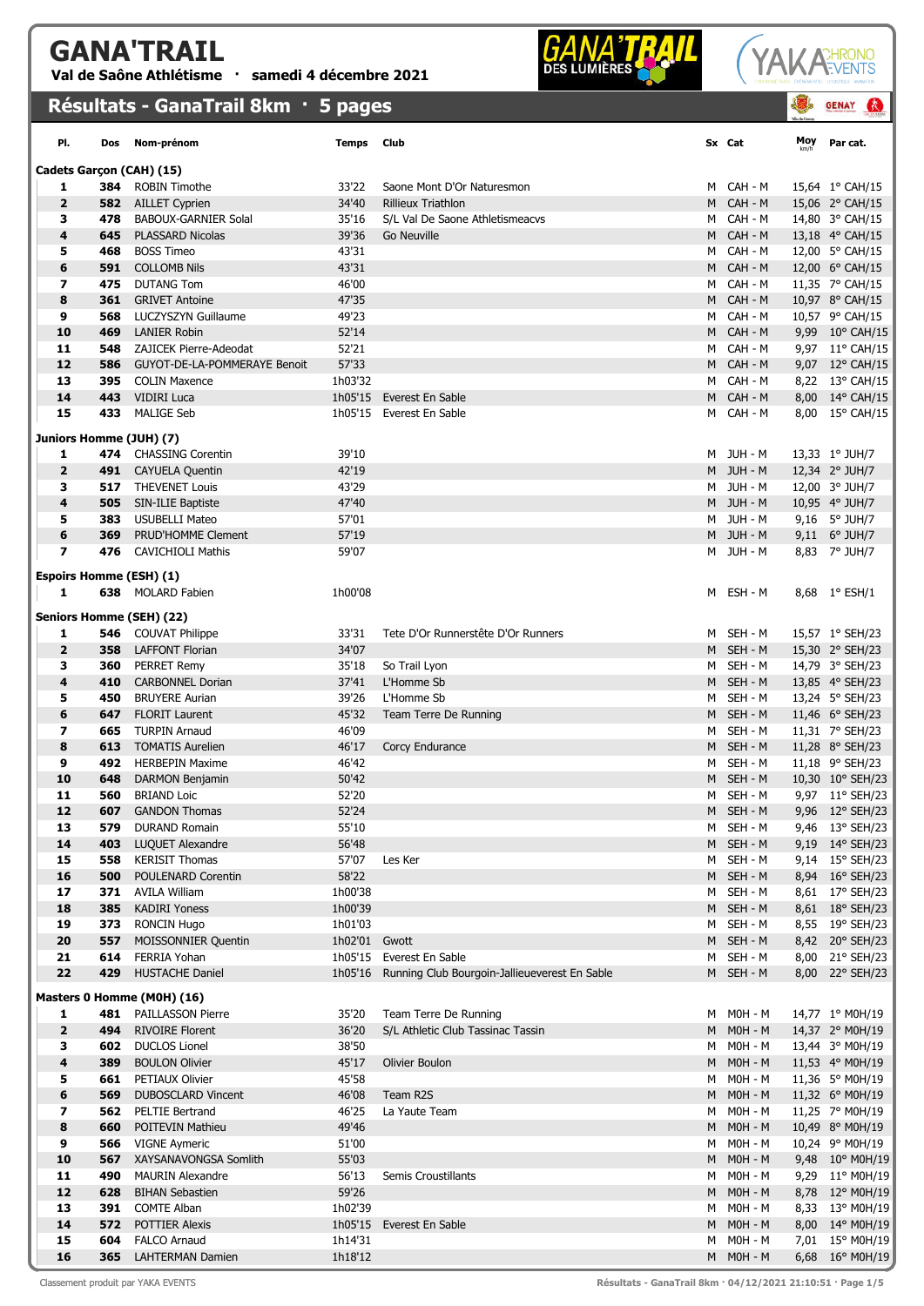# GANA'TRAIL

**Val de Saône Athlétisme · samedi 4 décembre 2021**

## Résultats - GanaTrail 8km · 5 pages

| Pl. | Dos | Nom-prénom | Temps | Club | Sx | Cat | Moy km/h | Par cat. |
|---|---|---|---|---|---|---|---|---|
| **Cadets Garçon (CAH) (15)** | | | | | | | | |
| 1 | 384 | ROBIN Timothe | 33'22 | Saone Mont D'Or Naturesmon | M | CAH - M | 15,64 | 1° CAH/15 |
| 2 | 582 | AILLET Cyprien | 34'40 | Rillieux Triathlon | M | CAH - M | 15,06 | 2° CAH/15 |
| 3 | 478 | BABOUX-GARNIER Solal | 35'16 | S/L Val De Saone Athletismeacvs | M | CAH - M | 14,80 | 3° CAH/15 |
| 4 | 645 | PLASSARD Nicolas | 39'36 | Go Neuville | M | CAH - M | 13,18 | 4° CAH/15 |
| 5 | 468 | BOSS Timeo | 43'31 | | M | CAH - M | 12,00 | 5° CAH/15 |
| 6 | 591 | COLLOMB Nils | 43'31 | | M | CAH - M | 12,00 | 6° CAH/15 |
| 7 | 475 | DUTANG Tom | 46'00 | | M | CAH - M | 11,35 | 7° CAH/15 |
| 8 | 361 | GRIVET Antoine | 47'35 | | M | CAH - M | 10,97 | 8° CAH/15 |
| 9 | 568 | LUCZYSZYN Guillaume | 49'23 | | M | CAH - M | 10,57 | 9° CAH/15 |
| 10 | 469 | LANIER Robin | 52'14 | | M | CAH - M | 9,99 | 10° CAH/15 |
| 11 | 548 | ZAJICEK Pierre-Adeodat | 52'21 | | M | CAH - M | 9,97 | 11° CAH/15 |
| 12 | 586 | GUYOT-DE-LA-POMMERAYE Benoit | 57'33 | | M | CAH - M | 9,07 | 12° CAH/15 |
| 13 | 395 | COLIN Maxence | 1h03'32 | | M | CAH - M | 8,22 | 13° CAH/15 |
| 14 | 443 | VIDIRI Luca | 1h05'15 | Everest En Sable | M | CAH - M | 8,00 | 14° CAH/15 |
| 15 | 433 | MALIGE Seb | 1h05'15 | Everest En Sable | M | CAH - M | 8,00 | 15° CAH/15 |
| **Juniors Homme (JUH) (7)** | | | | | | | | |
| 1 | 474 | CHASSING Corentin | 39'10 | | M | JUH - M | 13,33 | 1° JUH/7 |
| 2 | 491 | CAYUELA Quentin | 42'19 | | M | JUH - M | 12,34 | 2° JUH/7 |
| 3 | 517 | THEVENET Louis | 43'29 | | M | JUH - M | 12,00 | 3° JUH/7 |
| 4 | 505 | SIN-ILIE Baptiste | 47'40 | | M | JUH - M | 10,95 | 4° JUH/7 |
| 5 | 383 | USUBELLI Mateo | 57'01 | | M | JUH - M | 9,16 | 5° JUH/7 |
| 6 | 369 | PRUD'HOMME Clement | 57'19 | | M | JUH - M | 9,11 | 6° JUH/7 |
| 7 | 476 | CAVICHIOLI Mathis | 59'07 | | M | JUH - M | 8,83 | 7° JUH/7 |
| **Espoirs Homme (ESH) (1)** | | | | | | | | |
| 1 | 638 | MOLARD Fabien | 1h00'08 | | M | ESH - M | 8,68 | 1° ESH/1 |
| **Seniors Homme (SEH) (22)** | | | | | | | | |
| 1 | 546 | COUVAT Philippe | 33'31 | Tete D'Or Runnerstête D'Or Runners | M | SEH - M | 15,57 | 1° SEH/23 |
| 2 | 358 | LAFFONT Florian | 34'07 | | M | SEH - M | 15,30 | 2° SEH/23 |
| 3 | 360 | PERRET Remy | 35'18 | So Trail Lyon | M | SEH - M | 14,79 | 3° SEH/23 |
| 4 | 410 | CARBONNEL Dorian | 37'41 | L'Homme Sb | M | SEH - M | 13,85 | 4° SEH/23 |
| 5 | 450 | BRUYERE Aurian | 39'26 | L'Homme Sb | M | SEH - M | 13,24 | 5° SEH/23 |
| 6 | 647 | FLORIT Laurent | 45'32 | Team Terre De Running | M | SEH - M | 11,46 | 6° SEH/23 |
| 7 | 665 | TURPIN Arnaud | 46'09 | | M | SEH - M | 11,31 | 7° SEH/23 |
| 8 | 613 | TOMATIS Aurelien | 46'17 | Corcy Endurance | M | SEH - M | 11,28 | 8° SEH/23 |
| 9 | 492 | HERBEPIN Maxime | 46'42 | | M | SEH - M | 11,18 | 9° SEH/23 |
| 10 | 648 | DARMON Benjamin | 50'42 | | M | SEH - M | 10,30 | 10° SEH/23 |
| 11 | 560 | BRIAND Loic | 52'20 | | M | SEH - M | 9,97 | 11° SEH/23 |
| 12 | 607 | GANDON Thomas | 52'24 | | M | SEH - M | 9,96 | 12° SEH/23 |
| 13 | 579 | DURAND Romain | 55'10 | | M | SEH - M | 9,46 | 13° SEH/23 |
| 14 | 403 | LUQUET Alexandre | 56'48 | | M | SEH - M | 9,19 | 14° SEH/23 |
| 15 | 558 | KERISIT Thomas | 57'07 | Les Ker | M | SEH - M | 9,14 | 15° SEH/23 |
| 16 | 500 | POULENARD Corentin | 58'22 | | M | SEH - M | 8,94 | 16° SEH/23 |
| 17 | 371 | AVILA William | 1h00'38 | | M | SEH - M | 8,61 | 17° SEH/23 |
| 18 | 385 | KADIRI Yoness | 1h00'39 | | M | SEH - M | 8,61 | 18° SEH/23 |
| 19 | 373 | RONCIN Hugo | 1h01'03 | | M | SEH - M | 8,55 | 19° SEH/23 |
| 20 | 557 | MOISSONNIER Quentin | 1h02'01 | Gwott | M | SEH - M | 8,42 | 20° SEH/23 |
| 21 | 614 | FERRIA Yohan | 1h05'15 | Everest En Sable | M | SEH - M | 8,00 | 21° SEH/23 |
| 22 | 429 | HUSTACHE Daniel | 1h05'16 | Running Club Bourgoin-Jallieueverest En Sable | M | SEH - M | 8,00 | 22° SEH/23 |
| **Masters 0 Homme (M0H) (16)** | | | | | | | | |
| 1 | 481 | PAILLASSON Pierre | 35'20 | Team Terre De Running | M | M0H - M | 14,77 | 1° M0H/19 |
| 2 | 494 | RIVOIRE Florent | 36'20 | S/L Athletic Club Tassinac Tassin | M | M0H - M | 14,37 | 2° M0H/19 |
| 3 | 602 | DUCLOS Lionel | 38'50 | | M | M0H - M | 13,44 | 3° M0H/19 |
| 4 | 389 | BOULON Olivier | 45'17 | Olivier Boulon | M | M0H - M | 11,53 | 4° M0H/19 |
| 5 | 661 | PETIAUX Olivier | 45'58 | | M | M0H - M | 11,36 | 5° M0H/19 |
| 6 | 569 | DUBOSCLARD Vincent | 46'08 | Team R2S | M | M0H - M | 11,32 | 6° M0H/19 |
| 7 | 562 | PELTIE Bertrand | 46'25 | La Yaute Team | M | M0H - M | 11,25 | 7° M0H/19 |
| 8 | 660 | POITEVIN Mathieu | 49'46 | | M | M0H - M | 10,49 | 8° M0H/19 |
| 9 | 566 | VIGNE Aymeric | 51'00 | | M | M0H - M | 10,24 | 9° M0H/19 |
| 10 | 567 | XAYSANAVONGSA Somlith | 55'03 | | M | M0H - M | 9,48 | 10° M0H/19 |
| 11 | 490 | MAURIN Alexandre | 56'13 | Semis Croustillants | M | M0H - M | 9,29 | 11° M0H/19 |
| 12 | 628 | BIHAN Sebastien | 59'26 | | M | M0H - M | 8,78 | 12° M0H/19 |
| 13 | 391 | COMTE Alban | 1h02'39 | | M | M0H - M | 8,33 | 13° M0H/19 |
| 14 | 572 | POTTIER Alexis | 1h05'15 | Everest En Sable | M | M0H - M | 8,00 | 14° M0H/19 |
| 15 | 604 | FALCO Arnaud | 1h14'31 | | M | M0H - M | 7,01 | 15° M0H/19 |
| 16 | 365 | LAHTERMAN Damien | 1h18'12 | | M | M0H - M | 6,68 | 16° M0H/19 |

Classement produit par YAKA EVENTS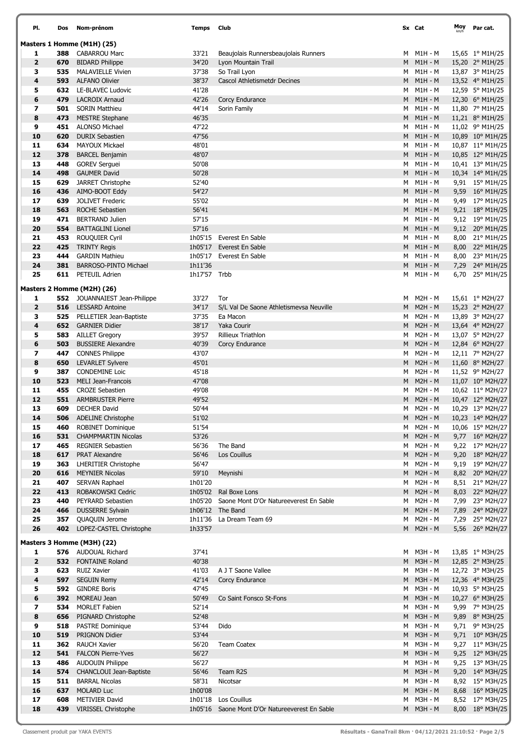| Pl. | Dos | Nom-prénom | Temps | Club | Sx | Cat | Moy km/h | Par cat. |
|---|---|---|---|---|---|---|---|---|
| **Masters 1 Homme (M1H) (25)** | | | | | | | | |
| 1 | 388 | CABARROU Marc | 33'21 | Beaujolais Runnersbeaujolais Runners | M | M1H - M | 15,65 | 1° M1H/25 |
| 2 | 670 | BIDARD Philippe | 34'20 | Lyon Mountain Trail | M | M1H - M | 15,20 | 2° M1H/25 |
| 3 | 535 | MALAVIELLE Vivien | 37'38 | So Trail Lyon | M | M1H - M | 13,87 | 3° M1H/25 |
| 4 | 593 | ALFONO Olivier | 38'37 | Cascol Athletismetdr Decines | M | M1H - M | 13,52 | 4° M1H/25 |
| 5 | 632 | LE-BLAVEC Ludovic | 41'28 | | M | M1H - M | 12,59 | 5° M1H/25 |
| 6 | 479 | LACROIX Arnaud | 42'26 | Corcy Endurance | M | M1H - M | 12,30 | 6° M1H/25 |
| 7 | 501 | SORIN Matthieu | 44'14 | Sorin Family | M | M1H - M | 11,80 | 7° M1H/25 |
| 8 | 473 | MESTRE Stephane | 46'35 | | M | M1H - M | 11,21 | 8° M1H/25 |
| 9 | 451 | ALONSO Michael | 47'22 | | M | M1H - M | 11,02 | 9° M1H/25 |
| 10 | 620 | DURIX Sebastien | 47'56 | | M | M1H - M | 10,89 | 10° M1H/25 |
| 11 | 634 | MAYOUX Mickael | 48'01 | | M | M1H - M | 10,87 | 11° M1H/25 |
| 12 | 378 | BARCEL Benjamin | 48'07 | | M | M1H - M | 10,85 | 12° M1H/25 |
| 13 | 448 | GOREV Serguei | 50'08 | | M | M1H - M | 10,41 | 13° M1H/25 |
| 14 | 498 | GAUMER David | 50'28 | | M | M1H - M | 10,34 | 14° M1H/25 |
| 15 | 629 | JARRET Christophe | 52'40 | | M | M1H - M | 9,91 | 15° M1H/25 |
| 16 | 436 | AIMO-BOOT Eddy | 54'27 | | M | M1H - M | 9,59 | 16° M1H/25 |
| 17 | 639 | JOLIVET Frederic | 55'02 | | M | M1H - M | 9,49 | 17° M1H/25 |
| 18 | 563 | ROCHE Sebastien | 56'41 | | M | M1H - M | 9,21 | 18° M1H/25 |
| 19 | 471 | BERTRAND Julien | 57'15 | | M | M1H - M | 9,12 | 19° M1H/25 |
| 20 | 554 | BATTAGLINI Lionel | 57'16 | | M | M1H - M | 9,12 | 20° M1H/25 |
| 21 | 453 | ROUQUIER Cyril | 1h05'15 | Everest En Sable | M | M1H - M | 8,00 | 21° M1H/25 |
| 22 | 425 | TRINTY Regis | 1h05'17 | Everest En Sable | M | M1H - M | 8,00 | 22° M1H/25 |
| 23 | 444 | GARDIN Mathieu | 1h05'17 | Everest En Sable | M | M1H - M | 8,00 | 23° M1H/25 |
| 24 | 381 | BARROSO-PINTO Michael | 1h11'36 | | M | M1H - M | 7,29 | 24° M1H/25 |
| 25 | 611 | PETEUIL Adrien | 1h17'57 | Trbb | M | M1H - M | 6,70 | 25° M1H/25 |
| **Masters 2 Homme (M2H) (26)** | | | | | | | | |
| 1 | 552 | JOUANNAIEST Jean-Philippe | 33'27 | Tor | M | M2H - M | 15,61 | 1° M2H/27 |
| 2 | 516 | LESSARD Antoine | 34'17 | S/L Val De Saone Athletismevsa Neuville | M | M2H - M | 15,23 | 2° M2H/27 |
| 3 | 525 | PELLETIER Jean-Baptiste | 37'35 | Ea Macon | M | M2H - M | 13,89 | 3° M2H/27 |
| 4 | 652 | GARNIER Didier | 38'17 | Yaka Courir | M | M2H - M | 13,64 | 4° M2H/27 |
| 5 | 583 | AILLET Gregory | 39'57 | Rillieux Triathlon | M | M2H - M | 13,07 | 5° M2H/27 |
| 6 | 503 | BUSSIERE Alexandre | 40'39 | Corcy Endurance | M | M2H - M | 12,84 | 6° M2H/27 |
| 7 | 447 | CONNES Philippe | 43'07 | | M | M2H - M | 12,11 | 7° M2H/27 |
| 8 | 650 | LEVARLET Sylvere | 45'01 | | M | M2H - M | 11,60 | 8° M2H/27 |
| 9 | 387 | CONDEMINE Loic | 45'18 | | M | M2H - M | 11,52 | 9° M2H/27 |
| 10 | 523 | MELI Jean-Francois | 47'08 | | M | M2H - M | 11,07 | 10° M2H/27 |
| 11 | 455 | CROZE Sebastien | 49'08 | | M | M2H - M | 10,62 | 11° M2H/27 |
| 12 | 551 | ARMBRUSTER Pierre | 49'52 | | M | M2H - M | 10,47 | 12° M2H/27 |
| 13 | 609 | DECHER David | 50'44 | | M | M2H - M | 10,29 | 13° M2H/27 |
| 14 | 506 | ADELINE Christophe | 51'02 | | M | M2H - M | 10,23 | 14° M2H/27 |
| 15 | 460 | ROBINET Dominique | 51'54 | | M | M2H - M | 10,06 | 15° M2H/27 |
| 16 | 531 | CHAMPMARTIN Nicolas | 53'26 | | M | M2H - M | 9,77 | 16° M2H/27 |
| 17 | 465 | REGNIER Sebastien | 56'36 | The Band | M | M2H - M | 9,22 | 17° M2H/27 |
| 18 | 617 | PRAT Alexandre | 56'46 | Los Couillus | M | M2H - M | 9,20 | 18° M2H/27 |
| 19 | 363 | LHERITIER Christophe | 56'47 | | M | M2H - M | 9,19 | 19° M2H/27 |
| 20 | 616 | MEYNIER Nicolas | 59'10 | Meynishi | M | M2H - M | 8,82 | 20° M2H/27 |
| 21 | 407 | SERVAN Raphael | 1h01'20 | | M | M2H - M | 8,51 | 21° M2H/27 |
| 22 | 413 | ROBAKOWSKI Cedric | 1h05'02 | Ral Boxe Lons | M | M2H - M | 8,03 | 22° M2H/27 |
| 23 | 440 | PEYRARD Sebastien | 1h05'20 | Saone Mont D'Or Natureeverest En Sable | M | M2H - M | 7,99 | 23° M2H/27 |
| 24 | 466 | DUSSERRE Sylvain | 1h06'12 | The Band | M | M2H - M | 7,89 | 24° M2H/27 |
| 25 | 357 | QUAQUIN Jerome | 1h11'36 | La Dream Team 69 | M | M2H - M | 7,29 | 25° M2H/27 |
| 26 | 402 | LOPEZ-CASTEL Christophe | 1h33'57 | | M | M2H - M | 5,56 | 26° M2H/27 |
| **Masters 3 Homme (M3H) (22)** | | | | | | | | |
| 1 | 576 | AUDOUAL Richard | 37'41 | | M | M3H - M | 13,85 | 1° M3H/25 |
| 2 | 532 | FONTAINE Roland | 40'38 | | M | M3H - M | 12,85 | 2° M3H/25 |
| 3 | 623 | RUIZ Xavier | 41'03 | A J T Saone Vallee | M | M3H - M | 12,72 | 3° M3H/25 |
| 4 | 597 | SEGUIN Remy | 42'14 | Corcy Endurance | M | M3H - M | 12,36 | 4° M3H/25 |
| 5 | 592 | GINDRE Boris | 47'45 | | M | M3H - M | 10,93 | 5° M3H/25 |
| 6 | 392 | MOREAU Jean | 50'49 | Co Saint Fonsco St-Fons | M | M3H - M | 10,27 | 6° M3H/25 |
| 7 | 534 | MORLET Fabien | 52'14 | | M | M3H - M | 9,99 | 7° M3H/25 |
| 8 | 656 | PIGNARD Christophe | 52'48 | | M | M3H - M | 9,89 | 8° M3H/25 |
| 9 | 518 | PASTRE Dominique | 53'44 | Dido | M | M3H - M | 9,71 | 9° M3H/25 |
| 10 | 519 | PRIGNON Didier | 53'44 | | M | M3H - M | 9,71 | 10° M3H/25 |
| 11 | 362 | RAUCH Xavier | 56'20 | Team Coatex | M | M3H - M | 9,27 | 11° M3H/25 |
| 12 | 541 | FALCON Pierre-Yves | 56'27 | | M | M3H - M | 9,25 | 12° M3H/25 |
| 13 | 486 | AUDOUIN Philippe | 56'27 | | M | M3H - M | 9,25 | 13° M3H/25 |
| 14 | 574 | CHANCLOUI Jean-Baptiste | 56'46 | Team R2S | M | M3H - M | 9,20 | 14° M3H/25 |
| 15 | 511 | BARRAL Nicolas | 58'31 | Nicotsar | M | M3H - M | 8,92 | 15° M3H/25 |
| 16 | 637 | MOLARD Luc | 1h00'08 | | M | M3H - M | 8,68 | 16° M3H/25 |
| 17 | 608 | METIVIER David | 1h01'18 | Los Couillus | M | M3H - M | 8,52 | 17° M3H/25 |
| 18 | 439 | VIRISSEL Christophe | 1h05'16 | Saone Mont D'Or Natureeverest En Sable | M | M3H - M | 8,00 | 18° M3H/25 |

Classement produit par YAKA EVENTS — Résultats - GanaTrail 8km · 04/12/2021 21:10:52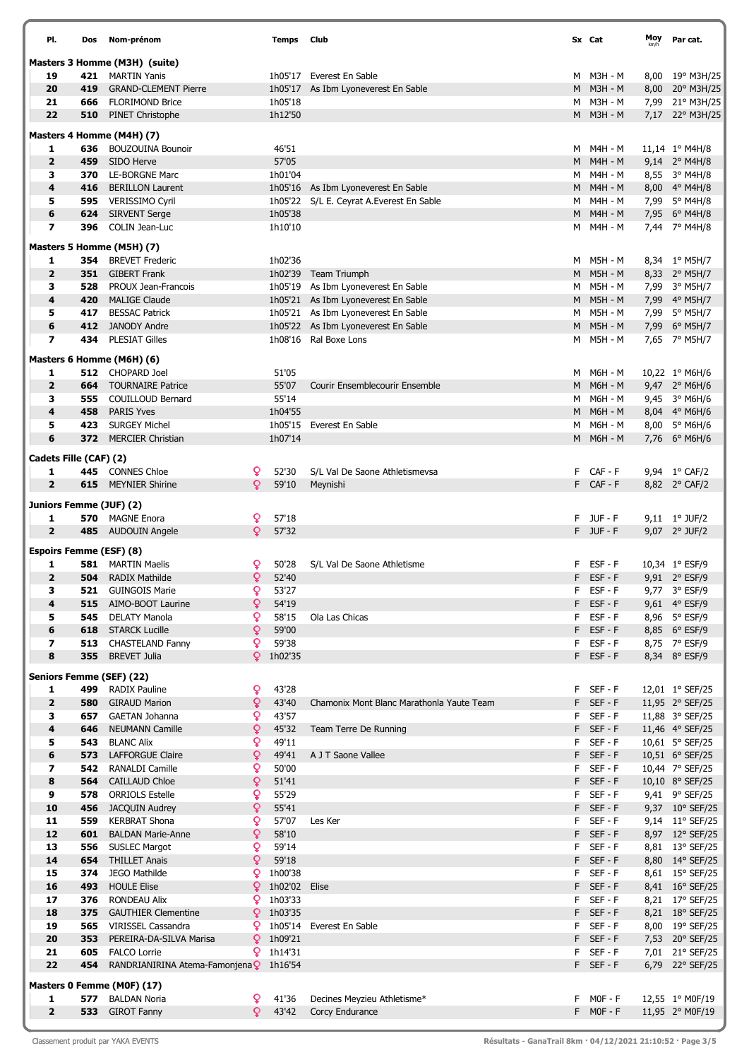| Pl. | Dos | Nom-prénom | Temps | Club | Sx | Cat | Moy km/h | Par cat. |
|---|---|---|---|---|---|---|---|---|
| **Masters 3 Homme (M3H) (suite)** | | | | | | | | |
| 19 | 421 | MARTIN Yanis | 1h05'17 | Everest En Sable | M | M3H - M | 8,00 | 19° M3H/25 |
| 20 | 419 | GRAND-CLEMENT Pierre | 1h05'17 | As Ibm Lyoneverest En Sable | M | M3H - M | 8,00 | 20° M3H/25 |
| 21 | 666 | FLORIMOND Brice | 1h05'18 | | M | M3H - M | 7,99 | 21° M3H/25 |
| 22 | 510 | PINET Christophe | 1h12'50 | | M | M3H - M | 7,17 | 22° M3H/25 |
| **Masters 4 Homme (M4H) (7)** | | | | | | | | |
| 1 | 636 | BOUZOUINA Bounoir | 46'51 | | M | M4H - M | 11,14 | 1° M4H/8 |
| 2 | 459 | SIDO Herve | 57'05 | | M | M4H - M | 9,14 | 2° M4H/8 |
| 3 | 370 | LE-BORGNE Marc | 1h01'04 | | M | M4H - M | 8,55 | 3° M4H/8 |
| 4 | 416 | BERILLON Laurent | 1h05'16 | As Ibm Lyoneverest En Sable | M | M4H - M | 8,00 | 4° M4H/8 |
| 5 | 595 | VERISSIMO Cyril | 1h05'22 | S/L E. Ceyrat A.Everest En Sable | M | M4H - M | 7,99 | 5° M4H/8 |
| 6 | 624 | SIRVENT Serge | 1h05'38 | | M | M4H - M | 7,95 | 6° M4H/8 |
| 7 | 396 | COLIN Jean-Luc | 1h10'10 | | M | M4H - M | 7,44 | 7° M4H/8 |
| **Masters 5 Homme (M5H) (7)** | | | | | | | | |
| 1 | 354 | BREVET Frederic | 1h02'36 | | M | M5H - M | 8,34 | 1° M5H/7 |
| 2 | 351 | GIBERT Frank | 1h02'39 | Team Triumph | M | M5H - M | 8,33 | 2° M5H/7 |
| 3 | 528 | PROUX Jean-Francois | 1h05'19 | As Ibm Lyoneverest En Sable | M | M5H - M | 7,99 | 3° M5H/7 |
| 4 | 420 | MALIGE Claude | 1h05'21 | As Ibm Lyoneverest En Sable | M | M5H - M | 7,99 | 4° M5H/7 |
| 5 | 417 | BESSAC Patrick | 1h05'21 | As Ibm Lyoneverest En Sable | M | M5H - M | 7,99 | 5° M5H/7 |
| 6 | 412 | JANODY Andre | 1h05'22 | As Ibm Lyoneverest En Sable | M | M5H - M | 7,99 | 6° M5H/7 |
| 7 | 434 | PLESIAT Gilles | 1h08'16 | Ral Boxe Lons | M | M5H - M | 7,65 | 7° M5H/7 |
| **Masters 6 Homme (M6H) (6)** | | | | | | | | |
| 1 | 512 | CHOPARD Joel | 51'05 | | M | M6H - M | 10,22 | 1° M6H/6 |
| 2 | 664 | TOURNAIRE Patrice | 55'07 | Courir Ensemblecourir Ensemble | M | M6H - M | 9,47 | 2° M6H/6 |
| 3 | 555 | COUILLOUD Bernard | 55'14 | | M | M6H - M | 9,45 | 3° M6H/6 |
| 4 | 458 | PARIS Yves | 1h04'55 | | M | M6H - M | 8,04 | 4° M6H/6 |
| 5 | 423 | SURGEY Michel | 1h05'15 | Everest En Sable | M | M6H - M | 8,00 | 5° M6H/6 |
| 6 | 372 | MERCIER Christian | 1h07'14 | | M | M6H - M | 7,76 | 6° M6H/6 |
| **Cadets Fille (CAF) (2)** | | | | | | | | |
| 1 | 445 | CONNES Chloe ♀ | 52'30 | S/L Val De Saone Athletismevsa | F | CAF - F | 9,94 | 1° CAF/2 |
| 2 | 615 | MEYNIER Shirine ♀ | 59'10 | Meynishi | F | CAF - F | 8,82 | 2° CAF/2 |
| **Juniors Femme (JUF) (2)** | | | | | | | | |
| 1 | 570 | MAGNE Enora ♀ | 57'18 | | F | JUF - F | 9,11 | 1° JUF/2 |
| 2 | 485 | AUDOUIN Angele ♀ | 57'32 | | F | JUF - F | 9,07 | 2° JUF/2 |
| **Espoirs Femme (ESF) (8)** | | | | | | | | |
| 1 | 581 | MARTIN Maelis ♀ | 50'28 | S/L Val De Saone Athletisme | F | ESF - F | 10,34 | 1° ESF/9 |
| 2 | 504 | RADIX Mathilde ♀ | 52'40 | | F | ESF - F | 9,91 | 2° ESF/9 |
| 3 | 521 | GUINGOIS Marie ♀ | 53'27 | | F | ESF - F | 9,77 | 3° ESF/9 |
| 4 | 515 | AIMO-BOOT Laurine ♀ | 54'19 | | F | ESF - F | 9,61 | 4° ESF/9 |
| 5 | 545 | DELATY Manola ♀ | 58'15 | Ola Las Chicas | F | ESF - F | 8,96 | 5° ESF/9 |
| 6 | 618 | STARCK Lucille ♀ | 59'00 | | F | ESF - F | 8,85 | 6° ESF/9 |
| 7 | 513 | CHASTELAND Fanny ♀ | 59'38 | | F | ESF - F | 8,75 | 7° ESF/9 |
| 8 | 355 | BREVET Julia ♀ | 1h02'35 | | F | ESF - F | 8,34 | 8° ESF/9 |
| **Seniors Femme (SEF) (22)** | | | | | | | | |
| 1 | 499 | RADIX Pauline ♀ | 43'28 | | F | SEF - F | 12,01 | 1° SEF/25 |
| 2 | 580 | GIRAUD Marion ♀ | 43'40 | Chamonix Mont Blanc Marathonla Yaute Team | F | SEF - F | 11,95 | 2° SEF/25 |
| 3 | 657 | GAETAN Johanna ♀ | 43'57 | | F | SEF - F | 11,88 | 3° SEF/25 |
| 4 | 646 | NEUMANN Camille ♀ | 45'32 | Team Terre De Running | F | SEF - F | 11,46 | 4° SEF/25 |
| 5 | 543 | BLANC Alix ♀ | 49'11 | | F | SEF - F | 10,61 | 5° SEF/25 |
| 6 | 573 | LAFFORGUE Claire ♀ | 49'41 | A J T Saone Vallee | F | SEF - F | 10,51 | 6° SEF/25 |
| 7 | 542 | RANALDI Camille ♀ | 50'00 | | F | SEF - F | 10,44 | 7° SEF/25 |
| 8 | 564 | CAILLAUD Chloe ♀ | 51'41 | | F | SEF - F | 10,10 | 8° SEF/25 |
| 9 | 578 | ORRIOLS Estelle ♀ | 55'29 | | F | SEF - F | 9,41 | 9° SEF/25 |
| 10 | 456 | JACQUIN Audrey ♀ | 55'41 | | F | SEF - F | 9,37 | 10° SEF/25 |
| 11 | 559 | KERBRAT Shona ♀ | 57'07 | Les Ker | F | SEF - F | 9,14 | 11° SEF/25 |
| 12 | 601 | BALDAN Marie-Anne ♀ | 58'10 | | F | SEF - F | 8,97 | 12° SEF/25 |
| 13 | 556 | SUSLEC Margot ♀ | 59'14 | | F | SEF - F | 8,81 | 13° SEF/25 |
| 14 | 654 | THILLET Anais ♀ | 59'18 | | F | SEF - F | 8,80 | 14° SEF/25 |
| 15 | 374 | JEGO Mathilde ♀ | 1h00'38 | | F | SEF - F | 8,61 | 15° SEF/25 |
| 16 | 493 | HOULE Elise ♀ | 1h02'02 | Elise | F | SEF - F | 8,41 | 16° SEF/25 |
| 17 | 376 | RONDEAU Alix ♀ | 1h03'33 | | F | SEF - F | 8,21 | 17° SEF/25 |
| 18 | 375 | GAUTHIER Clementine ♀ | 1h03'35 | | F | SEF - F | 8,21 | 18° SEF/25 |
| 19 | 565 | VIRISSEL Cassandra ♀ | 1h05'14 | Everest En Sable | F | SEF - F | 8,00 | 19° SEF/25 |
| 20 | 353 | PEREIRA-DA-SILVA Marisa ♀ | 1h09'21 | | F | SEF - F | 7,53 | 20° SEF/25 |
| 21 | 605 | FALCO Lorrie ♀ | 1h14'31 | | F | SEF - F | 7,01 | 21° SEF/25 |
| 22 | 454 | RANDRIANIRINA Atema-Famonjena ♀ | 1h16'54 | | F | SEF - F | 6,79 | 22° SEF/25 |
| **Masters 0 Femme (M0F) (17)** | | | | | | | | |
| 1 | 577 | BALDAN Noria ♀ | 41'36 | Decines Meyzieu Athletisme* | F | M0F - F | 12,55 | 1° M0F/19 |
| 2 | 533 | GIROT Fanny ♀ | 43'42 | Corcy Endurance | F | M0F - F | 11,95 | 2° M0F/19 |

Classement produit par YAKA EVENTS

Résultats - GanaTrail 8km · 04/12/2021 21:10:52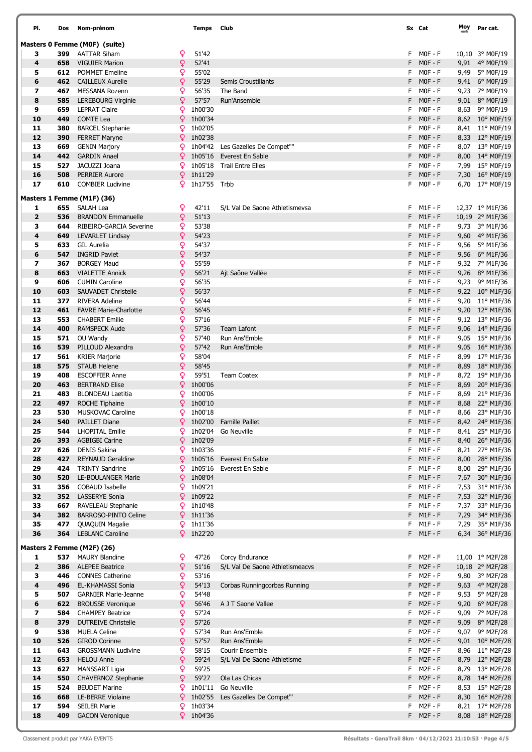| Pl. | Dos | Nom-prénom | | Temps | Club | Sx | Cat | Moy km/h | Par cat. |
|---|---|---|---|---|---|---|---|---|---|
| **Masters 0 Femme (M0F) (suite)** | | | | | | | | | |
| 3 | 399 | AATTAR Siham | ♀ | 51'42 | | F | M0F - F | 10,10 | 3° M0F/19 |
| 4 | 658 | VIGUIER Marion | ♀ | 52'41 | | F | M0F - F | 9,91 | 4° M0F/19 |
| 5 | 612 | POMMET Emeline | ♀ | 55'02 | | F | M0F - F | 9,49 | 5° M0F/19 |
| 6 | 462 | CAILLEUX Aurelie | ♀ | 55'29 | Semis Croustillants | F | M0F - F | 9,41 | 6° M0F/19 |
| 7 | 467 | MESSANA Rozenn | ♀ | 56'35 | The Band | F | M0F - F | 9,23 | 7° M0F/19 |
| 8 | 585 | LEREBOURG Virginie | ♀ | 57'57 | Run'Ansemble | F | M0F - F | 9,01 | 8° M0F/19 |
| 9 | 659 | LEPRAT Claire | ♀ | 1h00'30 | | F | M0F - F | 8,63 | 9° M0F/19 |
| 10 | 449 | COMTE Lea | ♀ | 1h00'34 | | F | M0F - F | 8,62 | 10° M0F/19 |
| 11 | 380 | BARCEL Stephanie | ♀ | 1h02'05 | | F | M0F - F | 8,41 | 11° M0F/19 |
| 12 | 390 | FERRET Maryne | ♀ | 1h02'38 | | F | M0F - F | 8,33 | 12° M0F/19 |
| 13 | 669 | GENIN Marjory | ♀ | 1h04'42 | Les Gazelles De Compet"" | F | M0F - F | 8,07 | 13° M0F/19 |
| 14 | 442 | GARDIN Anael | ♀ | 1h05'16 | Everest En Sable | F | M0F - F | 8,00 | 14° M0F/19 |
| 15 | 527 | JACUZZI Joana | ♀ | 1h05'18 | Trail Entre Elles | F | M0F - F | 7,99 | 15° M0F/19 |
| 16 | 508 | PERRIER Aurore | ♀ | 1h11'29 | | F | M0F - F | 7,30 | 16° M0F/19 |
| 17 | 610 | COMBIER Ludivine | ♀ | 1h17'55 | Trbb | F | M0F - F | 6,70 | 17° M0F/19 |
| **Masters 1 Femme (M1F) (36)** | | | | | | | | | |
| 1 | 655 | SALAH Lea | ♀ | 42'11 | S/L Val De Saone Athletismevsa | F | M1F - F | 12,37 | 1° M1F/36 |
| 2 | 536 | BRANDON Emmanuelle | ♀ | 51'13 | | F | M1F - F | 10,19 | 2° M1F/36 |
| 3 | 644 | RIBEIRO-GARCIA Severine | ♀ | 53'38 | | F | M1F - F | 9,73 | 3° M1F/36 |
| 4 | 649 | LEVARLET Lindsay | ♀ | 54'23 | | F | M1F - F | 9,60 | 4° M1F/36 |
| 5 | 633 | GIL Aurelia | ♀ | 54'37 | | F | M1F - F | 9,56 | 5° M1F/36 |
| 6 | 547 | INGRID Paviet | ♀ | 54'37 | | F | M1F - F | 9,56 | 6° M1F/36 |
| 7 | 367 | BORGEY Maud | ♀ | 55'59 | | F | M1F - F | 9,32 | 7° M1F/36 |
| 8 | 663 | VIALETTE Annick | ♀ | 56'21 | Ajt Saône Vallée | F | M1F - F | 9,26 | 8° M1F/36 |
| 9 | 606 | CUMIN Caroline | ♀ | 56'35 | | F | M1F - F | 9,23 | 9° M1F/36 |
| 10 | 603 | SAUVADET Christelle | ♀ | 56'37 | | F | M1F - F | 9,22 | 10° M1F/36 |
| 11 | 377 | RIVERA Adeline | ♀ | 56'44 | | F | M1F - F | 9,20 | 11° M1F/36 |
| 12 | 461 | FAVRE Marie-Charlotte | ♀ | 56'45 | | F | M1F - F | 9,20 | 12° M1F/36 |
| 13 | 553 | CHABERT Emilie | ♀ | 57'16 | | F | M1F - F | 9,12 | 13° M1F/36 |
| 14 | 400 | RAMSPECK Aude | ♀ | 57'36 | Team Lafont | F | M1F - F | 9,06 | 14° M1F/36 |
| 15 | 571 | OU Wandy | ♀ | 57'40 | Run Ans'Emble | F | M1F - F | 9,05 | 15° M1F/36 |
| 16 | 539 | PILLOUD Alexandra | ♀ | 57'42 | Run Ans'Emble | F | M1F - F | 9,05 | 16° M1F/36 |
| 17 | 561 | KRIER Marjorie | ♀ | 58'04 | | F | M1F - F | 8,99 | 17° M1F/36 |
| 18 | 575 | STAUB Helene | ♀ | 58'45 | | F | M1F - F | 8,89 | 18° M1F/36 |
| 19 | 408 | ESCOFFIER Anne | ♀ | 59'51 | Team Coatex | F | M1F - F | 8,72 | 19° M1F/36 |
| 20 | 463 | BERTRAND Elise | ♀ | 1h00'06 | | F | M1F - F | 8,69 | 20° M1F/36 |
| 21 | 483 | BLONDEAU Laetitia | ♀ | 1h00'06 | | F | M1F - F | 8,69 | 21° M1F/36 |
| 22 | 497 | ROCHE Tiphaine | ♀ | 1h00'10 | | F | M1F - F | 8,68 | 22° M1F/36 |
| 23 | 530 | MUSKOVAC Caroline | ♀ | 1h00'18 | | F | M1F - F | 8,66 | 23° M1F/36 |
| 24 | 540 | PAILLET Diane | ♀ | 1h02'00 | Famille Paillet | F | M1F - F | 8,42 | 24° M1F/36 |
| 25 | 544 | LHOPITAL Emilie | ♀ | 1h02'04 | Go Neuville | F | M1F - F | 8,41 | 25° M1F/36 |
| 26 | 393 | AGBIGBI Carine | ♀ | 1h02'09 | | F | M1F - F | 8,40 | 26° M1F/36 |
| 27 | 626 | DENIS Sakina | ♀ | 1h03'36 | | F | M1F - F | 8,21 | 27° M1F/36 |
| 28 | 427 | REYNAUD Geraldine | ♀ | 1h05'16 | Everest En Sable | F | M1F - F | 8,00 | 28° M1F/36 |
| 29 | 424 | TRINTY Sandrine | ♀ | 1h05'16 | Everest En Sable | F | M1F - F | 8,00 | 29° M1F/36 |
| 30 | 520 | LE-BOULANGER Marie | ♀ | 1h08'04 | | F | M1F - F | 7,67 | 30° M1F/36 |
| 31 | 356 | COBAUD Isabelle | ♀ | 1h09'21 | | F | M1F - F | 7,53 | 31° M1F/36 |
| 32 | 352 | LASSERYE Sonia | ♀ | 1h09'22 | | F | M1F - F | 7,53 | 32° M1F/36 |
| 33 | 667 | RAVELEAU Stephanie | ♀ | 1h10'48 | | F | M1F - F | 7,37 | 33° M1F/36 |
| 34 | 382 | BARROSO-PINTO Celine | ♀ | 1h11'36 | | F | M1F - F | 7,29 | 34° M1F/36 |
| 35 | 477 | QUAQUIN Magalie | ♀ | 1h11'36 | | F | M1F - F | 7,29 | 35° M1F/36 |
| 36 | 364 | LEBLANC Caroline | ♀ | 1h22'20 | | F | M1F - F | 6,34 | 36° M1F/36 |
| **Masters 2 Femme (M2F) (26)** | | | | | | | | | |
| 1 | 537 | MAURY Blandine | ♀ | 47'26 | Corcy Endurance | F | M2F - F | 11,00 | 1° M2F/28 |
| 2 | 386 | ALEPEE Beatrice | ♀ | 51'16 | S/L Val De Saone Athletismeacvs | F | M2F - F | 10,18 | 2° M2F/28 |
| 3 | 446 | CONNES Catherine | ♀ | 53'16 | | F | M2F - F | 9,80 | 3° M2F/28 |
| 4 | 496 | EL-KHAMASSI Sonia | ♀ | 54'13 | Corbas Runningcorbas Running | F | M2F - F | 9,63 | 4° M2F/28 |
| 5 | 507 | GARNIER Marie-Jeanne | ♀ | 54'48 | | F | M2F - F | 9,53 | 5° M2F/28 |
| 6 | 622 | BROUSSE Veronique | ♀ | 56'46 | A J T Saone Vallee | F | M2F - F | 9,20 | 6° M2F/28 |
| 7 | 584 | CHAMPEY Beatrice | ♀ | 57'24 | | F | M2F - F | 9,09 | 7° M2F/28 |
| 8 | 379 | DUTREIVE Christelle | ♀ | 57'26 | | F | M2F - F | 9,09 | 8° M2F/28 |
| 9 | 538 | MUELA Celine | ♀ | 57'34 | Run Ans'Emble | F | M2F - F | 9,07 | 9° M2F/28 |
| 10 | 526 | GIROD Corinne | ♀ | 57'57 | Run Ans'Emble | F | M2F - F | 9,01 | 10° M2F/28 |
| 11 | 643 | GROSSMANN Ludivine | ♀ | 58'15 | Courir Ensemble | F | M2F - F | 8,96 | 11° M2F/28 |
| 12 | 653 | HELOU Anne | ♀ | 59'24 | S/L Val De Saone Athletisme | F | M2F - F | 8,79 | 12° M2F/28 |
| 13 | 627 | MANSSART Ligia | ♀ | 59'25 | | F | M2F - F | 8,79 | 13° M2F/28 |
| 14 | 550 | CHAVERNOZ Stephanie | ♀ | 59'27 | Ola Las Chicas | F | M2F - F | 8,78 | 14° M2F/28 |
| 15 | 524 | BEUDET Marine | ♀ | 1h01'11 | Go Neuville | F | M2F - F | 8,53 | 15° M2F/28 |
| 16 | 668 | LE-BERRE Violaine | ♀ | 1h02'55 | Les Gazelles De Compet"' | F | M2F - F | 8,30 | 16° M2F/28 |
| 17 | 594 | SEILER Marie | ♀ | 1h03'34 | | F | M2F - F | 8,21 | 17° M2F/28 |
| 18 | 409 | GACON Veronique | ♀ | 1h04'36 | | F | M2F - F | 8,08 | 18° M2F/28 |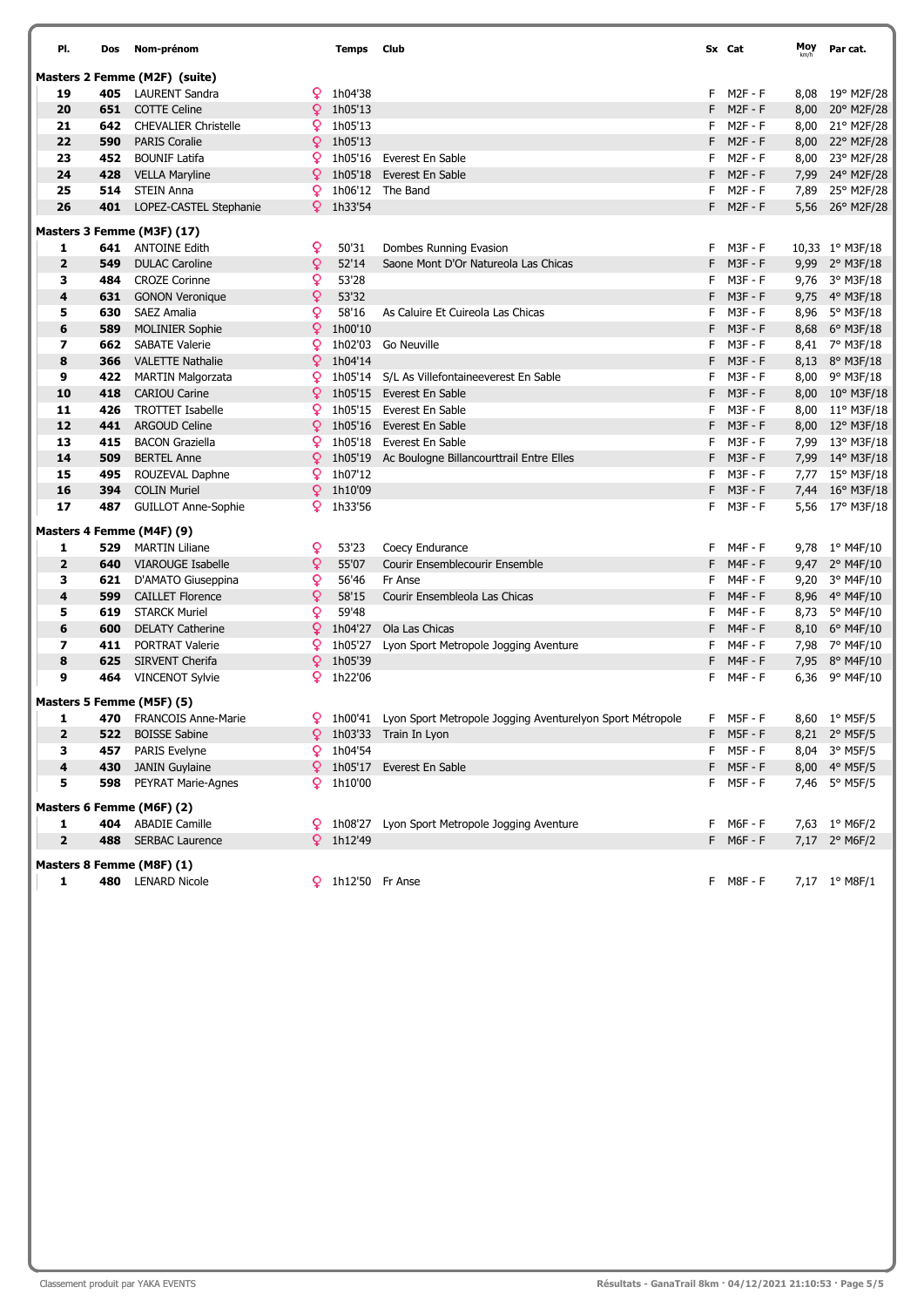| Pl. | Dos | Nom-prénom | | Temps | Club | Sx | Cat | Moy km/h | Par cat. |
|---|---|---|---|---|---|---|---|---|---|
| **Masters 2 Femme (M2F) (suite)** | | | | | | | | | |
| 19 | 405 | LAURENT Sandra | ♀ | 1h04'38 | | F | M2F - F | 8,08 | 19° M2F/28 |
| 20 | 651 | COTTE Celine | ♀ | 1h05'13 | | F | M2F - F | 8,00 | 20° M2F/28 |
| 21 | 642 | CHEVALIER Christelle | ♀ | 1h05'13 | | F | M2F - F | 8,00 | 21° M2F/28 |
| 22 | 590 | PARIS Coralie | ♀ | 1h05'13 | | F | M2F - F | 8,00 | 22° M2F/28 |
| 23 | 452 | BOUNIF Latifa | ♀ | 1h05'16 | Everest En Sable | F | M2F - F | 8,00 | 23° M2F/28 |
| 24 | 428 | VELLA Maryline | ♀ | 1h05'18 | Everest En Sable | F | M2F - F | 7,99 | 24° M2F/28 |
| 25 | 514 | STEIN Anna | ♀ | 1h06'12 | The Band | F | M2F - F | 7,89 | 25° M2F/28 |
| 26 | 401 | LOPEZ-CASTEL Stephanie | ♀ | 1h33'54 | | F | M2F - F | 5,56 | 26° M2F/28 |
| **Masters 3 Femme (M3F) (17)** | | | | | | | | | |
| 1 | 641 | ANTOINE Edith | ♀ | 50'31 | Dombes Running Evasion | F | M3F - F | 10,33 | 1° M3F/18 |
| 2 | 549 | DULAC Caroline | ♀ | 52'14 | Saone Mont D'Or Natureola Las Chicas | F | M3F - F | 9,99 | 2° M3F/18 |
| 3 | 484 | CROZE Corinne | ♀ | 53'28 | | F | M3F - F | 9,76 | 3° M3F/18 |
| 4 | 631 | GONON Veronique | ♀ | 53'32 | | F | M3F - F | 9,75 | 4° M3F/18 |
| 5 | 630 | SAEZ Amalia | ♀ | 58'16 | As Caluire Et Cuireola Las Chicas | F | M3F - F | 8,96 | 5° M3F/18 |
| 6 | 589 | MOLINIER Sophie | ♀ | 1h00'10 | | F | M3F - F | 8,68 | 6° M3F/18 |
| 7 | 662 | SABATE Valerie | ♀ | 1h02'03 | Go Neuville | F | M3F - F | 8,41 | 7° M3F/18 |
| 8 | 366 | VALETTE Nathalie | ♀ | 1h04'14 | | F | M3F - F | 8,13 | 8° M3F/18 |
| 9 | 422 | MARTIN Malgorzata | ♀ | 1h05'14 | S/L As Villefontaineeverest En Sable | F | M3F - F | 8,00 | 9° M3F/18 |
| 10 | 418 | CARIOU Carine | ♀ | 1h05'15 | Everest En Sable | F | M3F - F | 8,00 | 10° M3F/18 |
| 11 | 426 | TROTTET Isabelle | ♀ | 1h05'15 | Everest En Sable | F | M3F - F | 8,00 | 11° M3F/18 |
| 12 | 441 | ARGOUD Celine | ♀ | 1h05'16 | Everest En Sable | F | M3F - F | 8,00 | 12° M3F/18 |
| 13 | 415 | BACON Graziella | ♀ | 1h05'18 | Everest En Sable | F | M3F - F | 7,99 | 13° M3F/18 |
| 14 | 509 | BERTEL Anne | ♀ | 1h05'19 | Ac Boulogne Billancourttrail Entre Elles | F | M3F - F | 7,99 | 14° M3F/18 |
| 15 | 495 | ROUZEVAL Daphne | ♀ | 1h07'12 | | F | M3F - F | 7,77 | 15° M3F/18 |
| 16 | 394 | COLIN Muriel | ♀ | 1h10'09 | | F | M3F - F | 7,44 | 16° M3F/18 |
| 17 | 487 | GUILLOT Anne-Sophie | ♀ | 1h33'56 | | F | M3F - F | 5,56 | 17° M3F/18 |
| **Masters 4 Femme (M4F) (9)** | | | | | | | | | |
| 1 | 529 | MARTIN Liliane | ♀ | 53'23 | Coecy Endurance | F | M4F - F | 9,78 | 1° M4F/10 |
| 2 | 640 | VIAROUGE Isabelle | ♀ | 55'07 | Courir Ensemblecourir Ensemble | F | M4F - F | 9,47 | 2° M4F/10 |
| 3 | 621 | D'AMATO Giuseppina | ♀ | 56'46 | Fr Anse | F | M4F - F | 9,20 | 3° M4F/10 |
| 4 | 599 | CAILLET Florence | ♀ | 58'15 | Courir Ensembleola Las Chicas | F | M4F - F | 8,96 | 4° M4F/10 |
| 5 | 619 | STARCK Muriel | ♀ | 59'48 | | F | M4F - F | 8,73 | 5° M4F/10 |
| 6 | 600 | DELATY Catherine | ♀ | 1h04'27 | Ola Las Chicas | F | M4F - F | 8,10 | 6° M4F/10 |
| 7 | 411 | PORTRAT Valerie | ♀ | 1h05'27 | Lyon Sport Metropole Jogging Aventure | F | M4F - F | 7,98 | 7° M4F/10 |
| 8 | 625 | SIRVENT Cherifa | ♀ | 1h05'39 | | F | M4F - F | 7,95 | 8° M4F/10 |
| 9 | 464 | VINCENOT Sylvie | ♀ | 1h22'06 | | F | M4F - F | 6,36 | 9° M4F/10 |
| **Masters 5 Femme (M5F) (5)** | | | | | | | | | |
| 1 | 470 | FRANCOIS Anne-Marie | ♀ | 1h00'41 | Lyon Sport Metropole Jogging Aventurelyon Sport Métropole | F | M5F - F | 8,60 | 1° M5F/5 |
| 2 | 522 | BOISSE Sabine | ♀ | 1h03'33 | Train In Lyon | F | M5F - F | 8,21 | 2° M5F/5 |
| 3 | 457 | PARIS Evelyne | ♀ | 1h04'54 | | F | M5F - F | 8,04 | 3° M5F/5 |
| 4 | 430 | JANIN Guylaine | ♀ | 1h05'17 | Everest En Sable | F | M5F - F | 8,00 | 4° M5F/5 |
| 5 | 598 | PEYRAT Marie-Agnes | ♀ | 1h10'00 | | F | M5F - F | 7,46 | 5° M5F/5 |
| **Masters 6 Femme (M6F) (2)** | | | | | | | | | |
| 1 | 404 | ABADIE Camille | ♀ | 1h08'27 | Lyon Sport Metropole Jogging Aventure | F | M6F - F | 7,63 | 1° M6F/2 |
| 2 | 488 | SERBAC Laurence | ♀ | 1h12'49 | | F | M6F - F | 7,17 | 2° M6F/2 |
| **Masters 8 Femme (M8F) (1)** | | | | | | | | | |
| 1 | 480 | LENARD Nicole | ♀ | 1h12'50 | Fr Anse | F | M8F - F | 7,17 | 1° M8F/1 |

Classement produit par YAKA EVENTS

Résultats - GanaTrail 8km · 04/12/2021 21:10:53